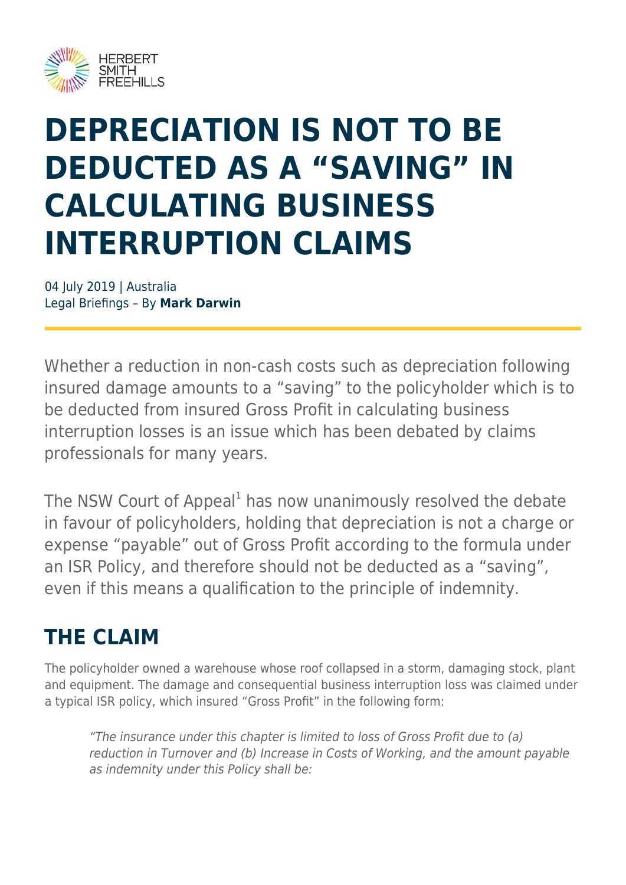# DEPRECIATION IS NOT TO BE DEDUCTED AS A "SAVING" IN CALCULATING BUSINESS INTERRUPTION CLAIMS

04 July 2019 | Australia
Legal Briefings – By **Mark Darwin**

Whether a reduction in non-cash costs such as depreciation following insured damage amounts to a "saving" to the policyholder which is to be deducted from insured Gross Profit in calculating business interruption losses is an issue which has been debated by claims professionals for many years.

The NSW Court of Appeal[1] has now unanimously resolved the debate in favour of policyholders, holding that depreciation is not a charge or expense "payable" out of Gross Profit according to the formula under an ISR Policy, and therefore should not be deducted as a "saving", even if this means a qualification to the principle of indemnity.

## THE CLAIM

The policyholder owned a warehouse whose roof collapsed in a storm, damaging stock, plant and equipment. The damage and consequential business interruption loss was claimed under a typical ISR policy, which insured "Gross Profit" in the following form:

> *"The insurance under this chapter is limited to loss of Gross Profit due to (a) reduction in Turnover and (b) Increase in Costs of Working, and the amount payable as indemnity under this Policy shall be:*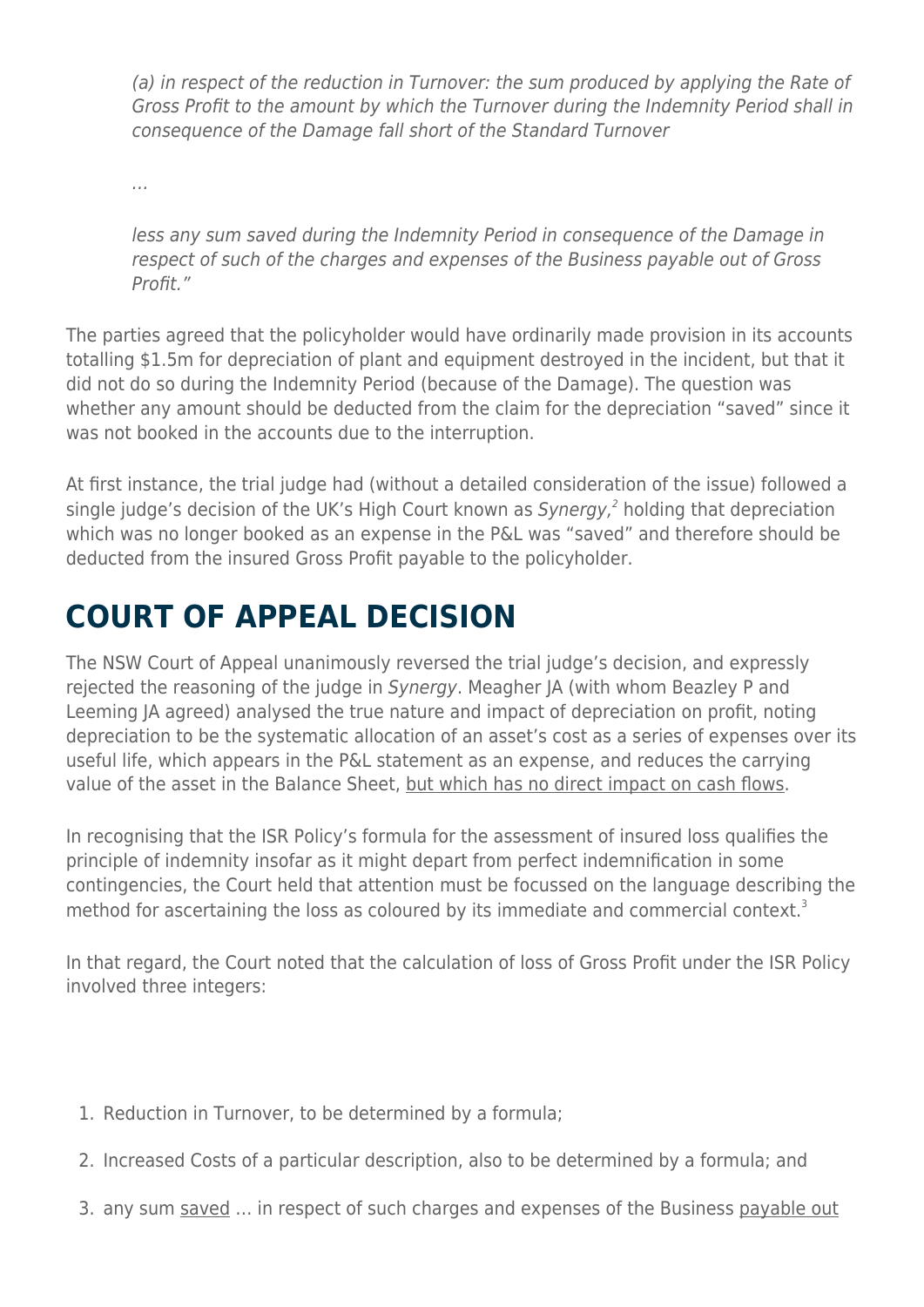*(a) in respect of the reduction in Turnover: the sum produced by applying the Rate of Gross Profit to the amount by which the Turnover during the Indemnity Period shall in consequence of the Damage fall short of the Standard Turnover*

*…*

*less any sum saved during the Indemnity Period in consequence of the Damage in respect of such of the charges and expenses of the Business payable out of Gross Profit."*

The parties agreed that the policyholder would have ordinarily made provision in its accounts totalling $1.5m for depreciation of plant and equipment destroyed in the incident, but that it did not do so during the Indemnity Period (because of the Damage). The question was whether any amount should be deducted from the claim for the depreciation "saved" since it was not booked in the accounts due to the interruption.

At first instance, the trial judge had (without a detailed consideration of the issue) followed a single judge's decision of the UK's High Court known as *Synergy,*[2] holding that depreciation which was no longer booked as an expense in the P&L was "saved" and therefore should be deducted from the insured Gross Profit payable to the policyholder.

## COURT OF APPEAL DECISION

The NSW Court of Appeal unanimously reversed the trial judge's decision, and expressly rejected the reasoning of the judge in *Synergy*. Meagher JA (with whom Beazley P and Leeming JA agreed) analysed the true nature and impact of depreciation on profit, noting depreciation to be the systematic allocation of an asset's cost as a series of expenses over its useful life, which appears in the P&L statement as an expense, and reduces the carrying value of the asset in the Balance Sheet, <u>but which has no direct impact on cash flows</u>.

In recognising that the ISR Policy's formula for the assessment of insured loss qualifies the principle of indemnity insofar as it might depart from perfect indemnification in some contingencies, the Court held that attention must be focussed on the language describing the method for ascertaining the loss as coloured by its immediate and commercial context.[3]

In that regard, the Court noted that the calculation of loss of Gross Profit under the ISR Policy involved three integers:

1. Reduction in Turnover, to be determined by a formula;
2. Increased Costs of a particular description, also to be determined by a formula; and
3. any sum <u>saved</u> … in respect of such charges and expenses of the Business <u>payable out</u>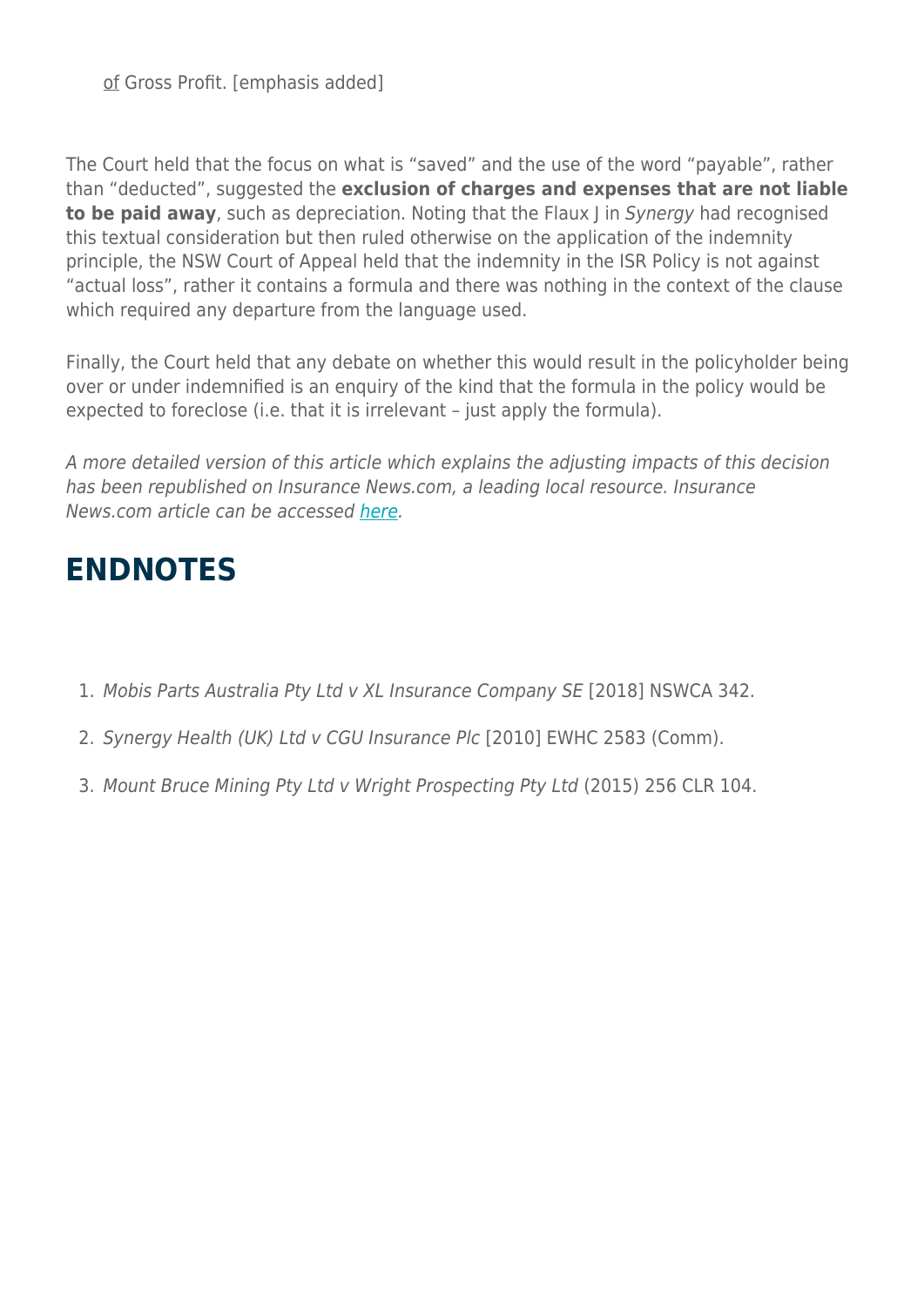of Gross Profit. [emphasis added]

The Court held that the focus on what is "saved" and the use of the word "payable", rather than "deducted", suggested the **exclusion of charges and expenses that are not liable to be paid away**, such as depreciation. Noting that the Flaux J in *Synergy* had recognised this textual consideration but then ruled otherwise on the application of the indemnity principle, the NSW Court of Appeal held that the indemnity in the ISR Policy is not against "actual loss", rather it contains a formula and there was nothing in the context of the clause which required any departure from the language used.

Finally, the Court held that any debate on whether this would result in the policyholder being over or under indemnified is an enquiry of the kind that the formula in the policy would be expected to foreclose (i.e. that it is irrelevant – just apply the formula).

*A more detailed version of this article which explains the adjusting impacts of this decision has been republished on Insurance News.com, a leading local resource. Insurance News.com article can be accessed here.*

## ENDNOTES

1. *Mobis Parts Australia Pty Ltd v XL Insurance Company SE* [2018] NSWCA 342.
2. *Synergy Health (UK) Ltd v CGU Insurance Plc* [2010] EWHC 2583 (Comm).
3. *Mount Bruce Mining Pty Ltd v Wright Prospecting Pty Ltd* (2015) 256 CLR 104.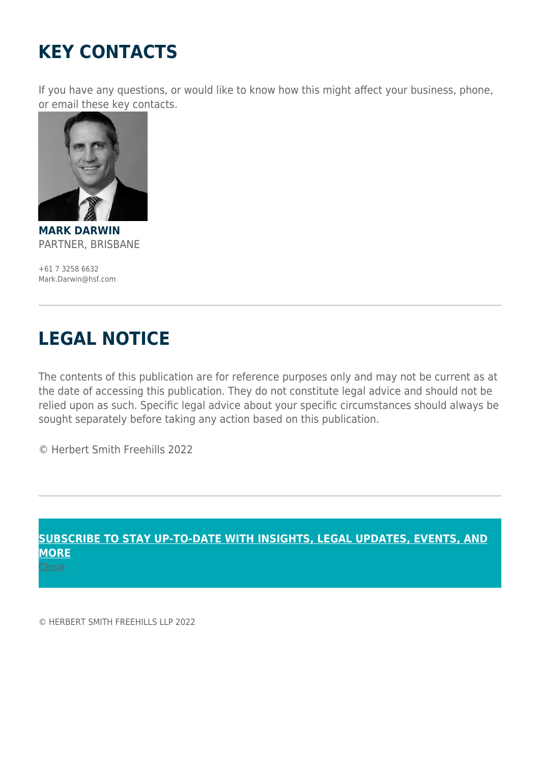# KEY CONTACTS

If you have any questions, or would like to know how this might affect your business, phone, or email these key contacts.

**MARK DARWIN**
PARTNER, BRISBANE

+61 7 3258 6632
Mark.Darwin@hsf.com

# LEGAL NOTICE

The contents of this publication are for reference purposes only and may not be current as at the date of accessing this publication. They do not constitute legal advice and should not be relied upon as such. Specific legal advice about your specific circumstances should always be sought separately before taking any action based on this publication.

© Herbert Smith Freehills 2022

**SUBSCRIBE TO STAY UP-TO-DATE WITH INSIGHTS, LEGAL UPDATES, EVENTS, AND MORE**
Close

© HERBERT SMITH FREEHILLS LLP 2022